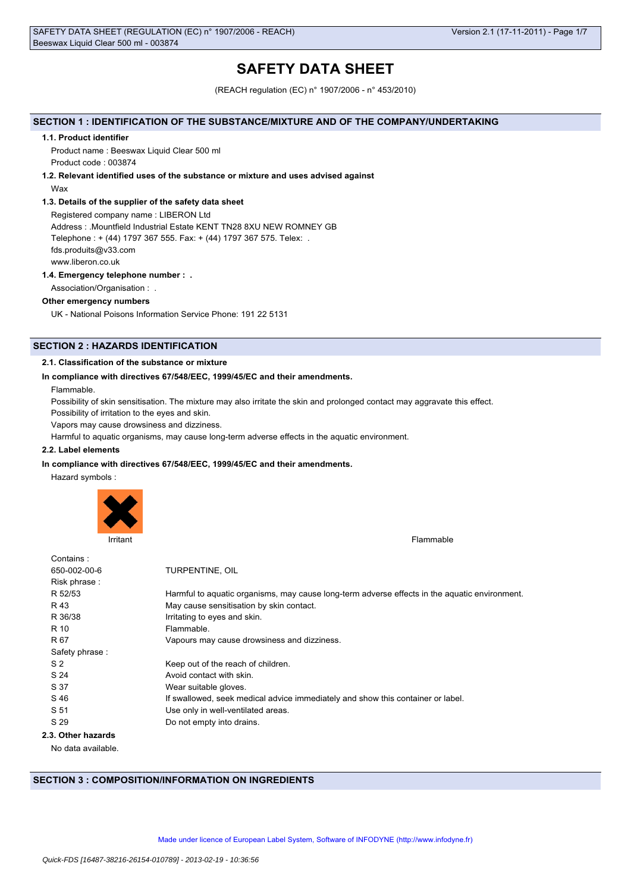# SAFETY DATA SHEET

(REACH regulation (EC) n° 1907/2006 - n° 453/2010)

## SECTION 1 : IDENTIFICATION OF THE SUBSTANCE/MIXTURE AND OF THE COMPANY/UNDERTAKING

### 1.1. Product identifier

Product name : Beeswax Liquid Clear 500 ml

Product code : 003874

### 1.2. Relevant identified uses of the substance or mixture and uses advised against

Wax

### 1.3. Details of the supplier of the safety data sheet

Registered company name : LIBERON Ltd

Address : .Mountfield Industrial Estate KENT TN28 8XU NEW ROMNEY GB

Telephone : + (44) 1797 367 555. Fax: + (44) 1797 367 575. Telex: .

fds.produits@v33.com

www.liberon.co.uk

### 1.4. Emergency telephone number : .

Association/Organisation : .

**Other emergency numbers**

UK - National Poisons Information Service Phone: 191 22 5131

## SECTION 2 : HAZARDS IDENTIFICATION

### 2.1. Classification of the substance or mixture

**In compliance with directives 67/548/EEC, 1999/45/EC and their amendments.**

Flammable.

Possibility of skin sensitisation. The mixture may also irritate the skin and prolonged contact may aggravate this effect.

Possibility of irritation to the eyes and skin.

Vapors may cause drowsiness and dizziness.

Harmful to aquatic organisms, may cause long-term adverse effects in the aquatic environment.

### 2.2. Label elements

**In compliance with directives 67/548/EEC, 1999/45/EC and their amendments.**

Hazard symbols :

Irritant

Flammable

| Contains : | |
|---|---|
| 650-002-00-6 | TURPENTINE, OIL |
| Risk phrase : | |
| R 52/53 | Harmful to aquatic organisms, may cause long-term adverse effects in the aquatic environment. |
| R 43 | May cause sensitisation by skin contact. |
| R 36/38 | Irritating to eyes and skin. |
| R 10 | Flammable. |
| R 67 | Vapours may cause drowsiness and dizziness. |
| Safety phrase : | |
| S 2 | Keep out of the reach of children. |
| S 24 | Avoid contact with skin. |
| S 37 | Wear suitable gloves. |
| S 46 | If swallowed, seek medical advice immediately and show this container or label. |
| S 51 | Use only in well-ventilated areas. |
| S 29 | Do not empty into drains. |

### 2.3. Other hazards

No data available.

## SECTION 3 : COMPOSITION/INFORMATION ON INGREDIENTS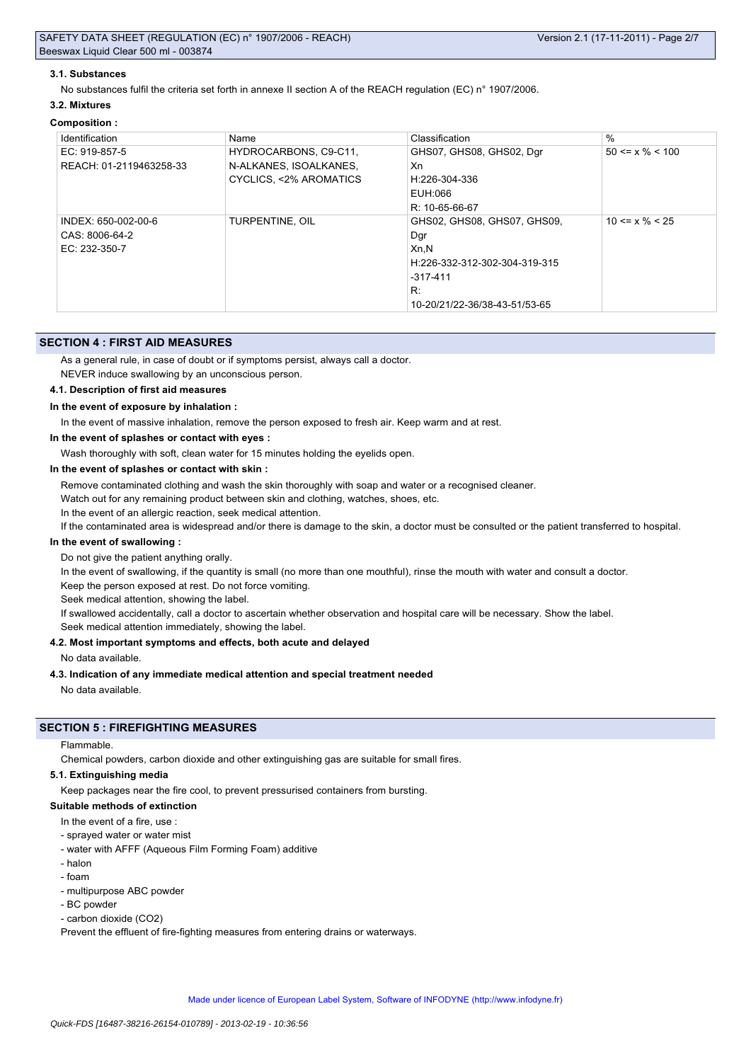### 3.1. Substances

No substances fulfil the criteria set forth in annexe II section A of the REACH regulation (EC) n° 1907/2006.

### 3.2. Mixtures

**Composition :**

| Identification | Name | Classification | % |
|---|---|---|---|
| EC: 919-857-5<br>REACH: 01-2119463258-33 | HYDROCARBONS, C9-C11, N-ALKANES, ISOALKANES, CYCLICS, <2% AROMATICS | GHS07, GHS08, GHS02, Dgr<br>Xn<br>H:226-304-336<br>EUH:066<br>R: 10-65-66-67 | 50 <= x % < 100 |
| INDEX: 650-002-00-6<br>CAS: 8006-64-2<br>EC: 232-350-7 | TURPENTINE, OIL | GHS02, GHS08, GHS07, GHS09, Dgr<br>Xn,N<br>H:226-332-312-302-304-319-315-317-411<br>R:<br>10-20/21/22-36/38-43-51/53-65 | 10 <= x % < 25 |

## SECTION 4 : FIRST AID MEASURES

As a general rule, in case of doubt or if symptoms persist, always call a doctor.
NEVER induce swallowing by an unconscious person.

### 4.1. Description of first aid measures

**In the event of exposure by inhalation :**

In the event of massive inhalation, remove the person exposed to fresh air. Keep warm and at rest.

**In the event of splashes or contact with eyes :**

Wash thoroughly with soft, clean water for 15 minutes holding the eyelids open.

**In the event of splashes or contact with skin :**

Remove contaminated clothing and wash the skin thoroughly with soap and water or a recognised cleaner.
Watch out for any remaining product between skin and clothing, watches, shoes, etc.
In the event of an allergic reaction, seek medical attention.
If the contaminated area is widespread and/or there is damage to the skin, a doctor must be consulted or the patient transferred to hospital.

**In the event of swallowing :**

Do not give the patient anything orally.
In the event of swallowing, if the quantity is small (no more than one mouthful), rinse the mouth with water and consult a doctor.
Keep the person exposed at rest. Do not force vomiting.
Seek medical attention, showing the label.
If swallowed accidentally, call a doctor to ascertain whether observation and hospital care will be necessary. Show the label.
Seek medical attention immediately, showing the label.

### 4.2. Most important symptoms and effects, both acute and delayed

No data available.

### 4.3. Indication of any immediate medical attention and special treatment needed

No data available.

## SECTION 5 : FIREFIGHTING MEASURES

Flammable.
Chemical powders, carbon dioxide and other extinguishing gas are suitable for small fires.

### 5.1. Extinguishing media

Keep packages near the fire cool, to prevent pressurised containers from bursting.

**Suitable methods of extinction**

In the event of a fire, use :

- sprayed water or water mist
- water with AFFF (Aqueous Film Forming Foam) additive
- halon
- foam
- multipurpose ABC powder
- BC powder
- carbon dioxide ($CO_2$)

Prevent the effluent of fire-fighting measures from entering drains or waterways.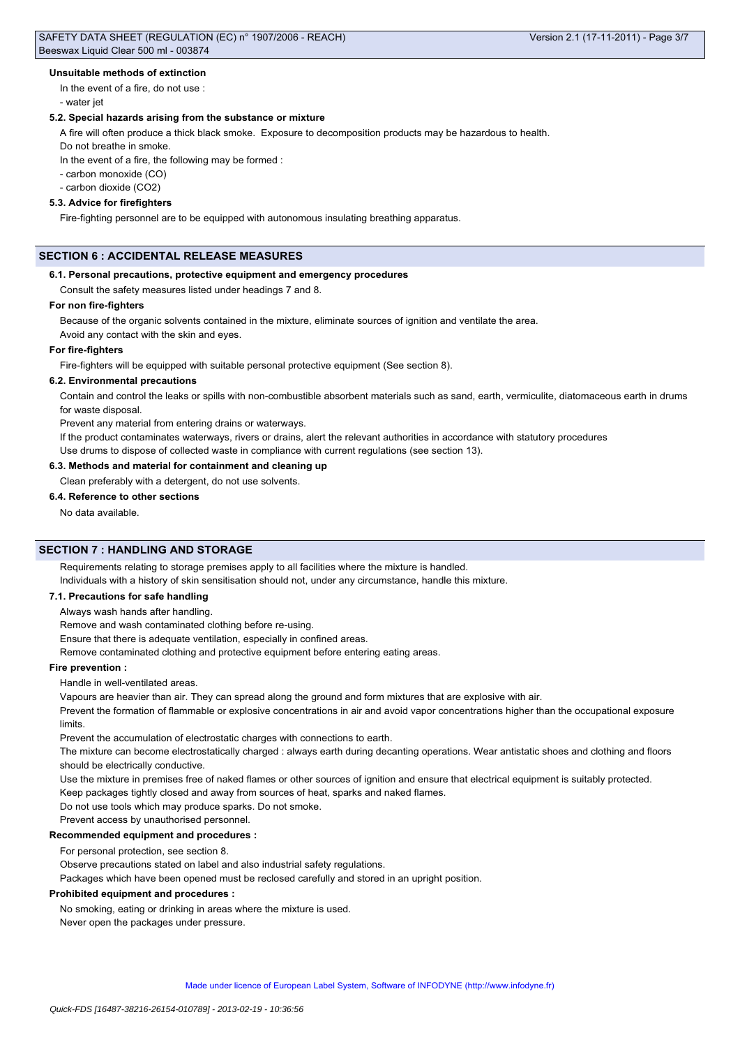#### Unsuitable methods of extinction

In the event of a fire, do not use :

- water jet

#### 5.2. Special hazards arising from the substance or mixture

A fire will often produce a thick black smoke. Exposure to decomposition products may be hazardous to health.

Do not breathe in smoke.

In the event of a fire, the following may be formed :

- carbon monoxide (CO)
- carbon dioxide ($CO_2$)

#### 5.3. Advice for firefighters

Fire-fighting personnel are to be equipped with autonomous insulating breathing apparatus.

## SECTION 6 : ACCIDENTAL RELEASE MEASURES

#### 6.1. Personal precautions, protective equipment and emergency procedures

Consult the safety measures listed under headings 7 and 8.

#### For non fire-fighters

Because of the organic solvents contained in the mixture, eliminate sources of ignition and ventilate the area.

Avoid any contact with the skin and eyes.

#### For fire-fighters

Fire-fighters will be equipped with suitable personal protective equipment (See section 8).

#### 6.2. Environmental precautions

Contain and control the leaks or spills with non-combustible absorbent materials such as sand, earth, vermiculite, diatomaceous earth in drums for waste disposal.

Prevent any material from entering drains or waterways.

If the product contaminates waterways, rivers or drains, alert the relevant authorities in accordance with statutory procedures

Use drums to dispose of collected waste in compliance with current regulations (see section 13).

#### 6.3. Methods and material for containment and cleaning up

Clean preferably with a detergent, do not use solvents.

#### 6.4. Reference to other sections

No data available.

## SECTION 7 : HANDLING AND STORAGE

Requirements relating to storage premises apply to all facilities where the mixture is handled.

Individuals with a history of skin sensitisation should not, under any circumstance, handle this mixture.

#### 7.1. Precautions for safe handling

Always wash hands after handling.

Remove and wash contaminated clothing before re-using.

Ensure that there is adequate ventilation, especially in confined areas.

Remove contaminated clothing and protective equipment before entering eating areas.

#### Fire prevention :

Handle in well-ventilated areas.

Vapours are heavier than air. They can spread along the ground and form mixtures that are explosive with air.

Prevent the formation of flammable or explosive concentrations in air and avoid vapor concentrations higher than the occupational exposure limits.

Prevent the accumulation of electrostatic charges with connections to earth.

The mixture can become electrostatically charged : always earth during decanting operations. Wear antistatic shoes and clothing and floors should be electrically conductive.

Use the mixture in premises free of naked flames or other sources of ignition and ensure that electrical equipment is suitably protected.

Keep packages tightly closed and away from sources of heat, sparks and naked flames.

Do not use tools which may produce sparks. Do not smoke.

Prevent access by unauthorised personnel.

#### Recommended equipment and procedures :

For personal protection, see section 8.

Observe precautions stated on label and also industrial safety regulations.

Packages which have been opened must be reclosed carefully and stored in an upright position.

#### Prohibited equipment and procedures :

No smoking, eating or drinking in areas where the mixture is used.

Never open the packages under pressure.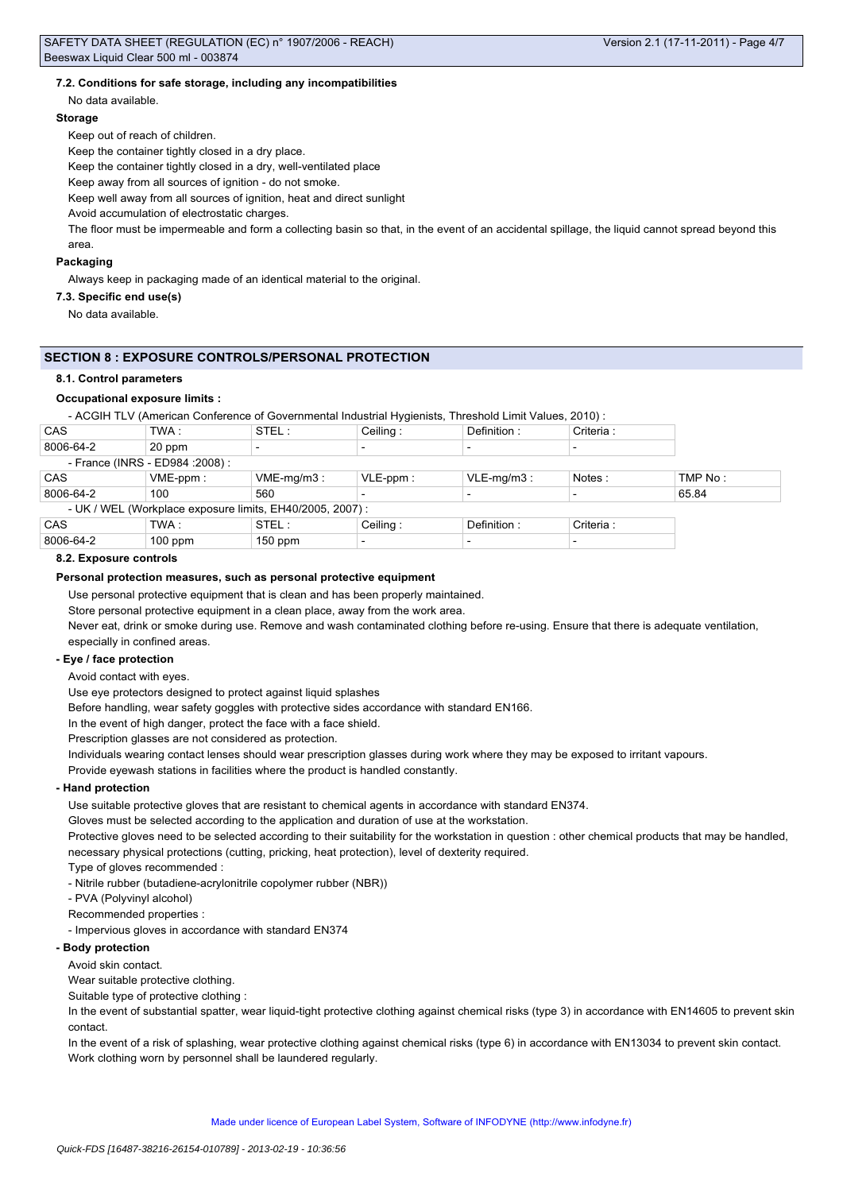### 7.2. Conditions for safe storage, including any incompatibilities

No data available.

**Storage**

Keep out of reach of children.

Keep the container tightly closed in a dry place.

Keep the container tightly closed in a dry, well-ventilated place

Keep away from all sources of ignition - do not smoke.

Keep well away from all sources of ignition, heat and direct sunlight

Avoid accumulation of electrostatic charges.

The floor must be impermeable and form a collecting basin so that, in the event of an accidental spillage, the liquid cannot spread beyond this area.

**Packaging**

Always keep in packaging made of an identical material to the original.

### 7.3. Specific end use(s)

No data available.

## SECTION 8 : EXPOSURE CONTROLS/PERSONAL PROTECTION

### 8.1. Control parameters

**Occupational exposure limits :**

- ACGIH TLV (American Conference of Governmental Industrial Hygienists, Threshold Limit Values, 2010) :

| CAS | TWA : | STEL : | Ceiling : | Definition : | Criteria : |
|---|---|---|---|---|---|
| 8006-64-2 | 20 ppm | - | - | - | - |

- France (INRS - ED984 :2008) :

| CAS | VME-ppm : | VME-mg/m3 : | VLE-ppm : | VLE-mg/m3 : | Notes : | TMP No : |
|---|---|---|---|---|---|---|
| 8006-64-2 | 100 | 560 | - | - | - | 65.84 |

- UK / WEL (Workplace exposure limits, EH40/2005, 2007) :

| CAS | TWA : | STEL : | Ceiling : | Definition : | Criteria : |
|---|---|---|---|---|---|
| 8006-64-2 | 100 ppm | 150 ppm | - | - | - |

### 8.2. Exposure controls

**Personal protection measures, such as personal protective equipment**

Use personal protective equipment that is clean and has been properly maintained.

Store personal protective equipment in a clean place, away from the work area.

Never eat, drink or smoke during use. Remove and wash contaminated clothing before re-using. Ensure that there is adequate ventilation, especially in confined areas.

**- Eye / face protection**

Avoid contact with eyes.

Use eye protectors designed to protect against liquid splashes

Before handling, wear safety goggles with protective sides accordance with standard EN166.

In the event of high danger, protect the face with a face shield.

Prescription glasses are not considered as protection.

Individuals wearing contact lenses should wear prescription glasses during work where they may be exposed to irritant vapours.

Provide eyewash stations in facilities where the product is handled constantly.

**- Hand protection**

Use suitable protective gloves that are resistant to chemical agents in accordance with standard EN374.

Gloves must be selected according to the application and duration of use at the workstation.

Protective gloves need to be selected according to their suitability for the workstation in question : other chemical products that may be handled, necessary physical protections (cutting, pricking, heat protection), level of dexterity required.

Type of gloves recommended :

- Nitrile rubber (butadiene-acrylonitrile copolymer rubber (NBR))
- PVA (Polyvinyl alcohol)

Recommended properties :

- Impervious gloves in accordance with standard EN374

**- Body protection**

Avoid skin contact.

Wear suitable protective clothing.

Suitable type of protective clothing :

In the event of substantial spatter, wear liquid-tight protective clothing against chemical risks (type 3) in accordance with EN14605 to prevent skin contact.

In the event of a risk of splashing, wear protective clothing against chemical risks (type 6) in accordance with EN13034 to prevent skin contact.

Work clothing worn by personnel shall be laundered regularly.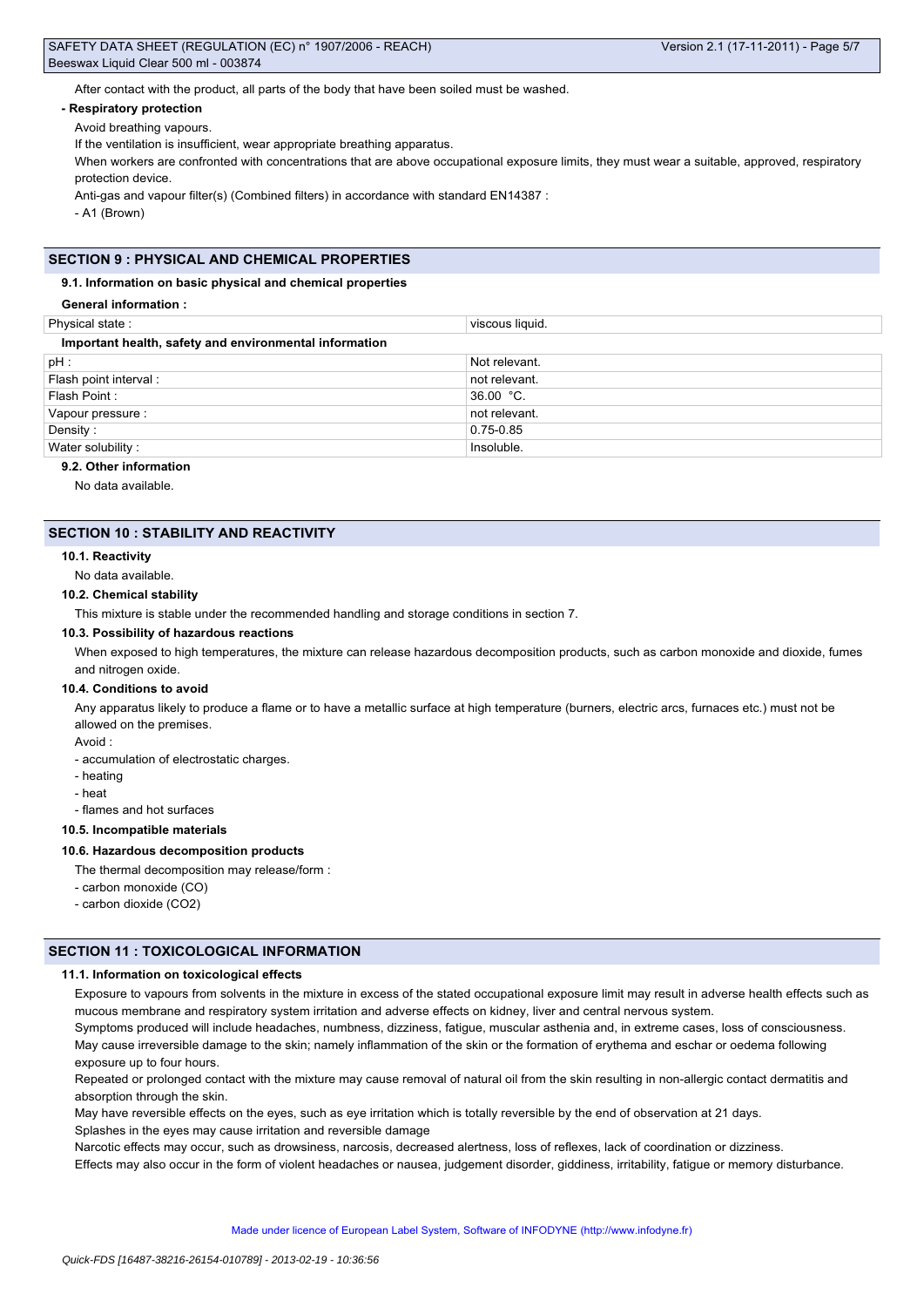After contact with the product, all parts of the body that have been soiled must be washed.

**- Respiratory protection**

Avoid breathing vapours.

If the ventilation is insufficient, wear appropriate breathing apparatus.

When workers are confronted with concentrations that are above occupational exposure limits, they must wear a suitable, approved, respiratory protection device.

Anti-gas and vapour filter(s) (Combined filters) in accordance with standard EN14387 :

- A1 (Brown)

## SECTION 9 : PHYSICAL AND CHEMICAL PROPERTIES

### 9.1. Information on basic physical and chemical properties

**General information :**

| Physical state : | viscous liquid. |
|---|---|

**Important health, safety and environmental information**

| pH : | Not relevant. |
|---|---|
| Flash point interval : | not relevant. |
| Flash Point : | 36.00 °C. |
| Vapour pressure : | not relevant. |
| Density : | 0.75-0.85 |
| Water solubility : | Insoluble. |

### 9.2. Other information

No data available.

## SECTION 10 : STABILITY AND REACTIVITY

### 10.1. Reactivity

No data available.

### 10.2. Chemical stability

This mixture is stable under the recommended handling and storage conditions in section 7.

### 10.3. Possibility of hazardous reactions

When exposed to high temperatures, the mixture can release hazardous decomposition products, such as carbon monoxide and dioxide, fumes and nitrogen oxide.

### 10.4. Conditions to avoid

Any apparatus likely to produce a flame or to have a metallic surface at high temperature (burners, electric arcs, furnaces etc.) must not be allowed on the premises.

Avoid :

- accumulation of electrostatic charges.
- heating
- heat
- flames and hot surfaces

### 10.5. Incompatible materials

### 10.6. Hazardous decomposition products

The thermal decomposition may release/form :

- carbon monoxide (CO)
- carbon dioxide ($CO_2$)

## SECTION 11 : TOXICOLOGICAL INFORMATION

### 11.1. Information on toxicological effects

Exposure to vapours from solvents in the mixture in excess of the stated occupational exposure limit may result in adverse health effects such as mucous membrane and respiratory system irritation and adverse effects on kidney, liver and central nervous system.

Symptoms produced will include headaches, numbness, dizziness, fatigue, muscular asthenia and, in extreme cases, loss of consciousness.

May cause irreversible damage to the skin; namely inflammation of the skin or the formation of erythema and eschar or oedema following exposure up to four hours.

Repeated or prolonged contact with the mixture may cause removal of natural oil from the skin resulting in non-allergic contact dermatitis and absorption through the skin.

May have reversible effects on the eyes, such as eye irritation which is totally reversible by the end of observation at 21 days.

Splashes in the eyes may cause irritation and reversible damage

Narcotic effects may occur, such as drowsiness, narcosis, decreased alertness, loss of reflexes, lack of coordination or dizziness.

Effects may also occur in the form of violent headaches or nausea, judgement disorder, giddiness, irritability, fatigue or memory disturbance.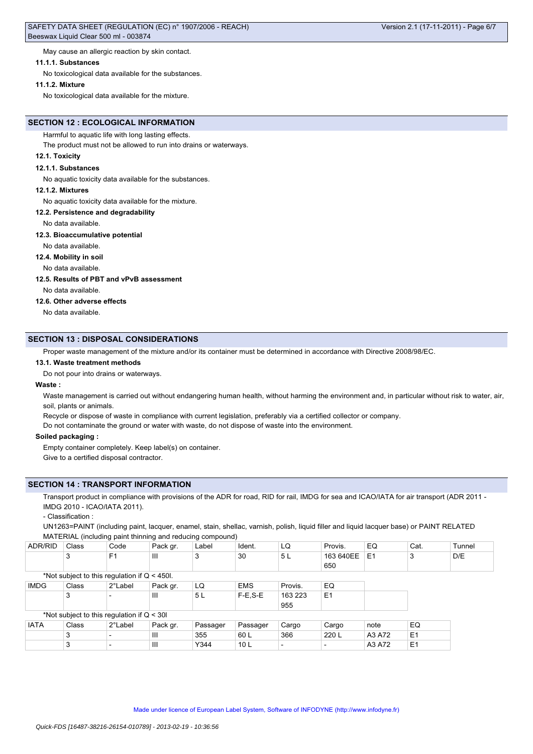May cause an allergic reaction by skin contact.

**11.1.1. Substances**

No toxicological data available for the substances.

**11.1.2. Mixture**

No toxicological data available for the mixture.

## SECTION 12 : ECOLOGICAL INFORMATION

Harmful to aquatic life with long lasting effects.
The product must not be allowed to run into drains or waterways.

**12.1. Toxicity**

**12.1.1. Substances**

No aquatic toxicity data available for the substances.

**12.1.2. Mixtures**

No aquatic toxicity data available for the mixture.

**12.2. Persistence and degradability**

No data available.

**12.3. Bioaccumulative potential**

No data available.

**12.4. Mobility in soil**

No data available.

**12.5. Results of PBT and vPvB assessment**

No data available.

**12.6. Other adverse effects**

No data available.

## SECTION 13 : DISPOSAL CONSIDERATIONS

Proper waste management of the mixture and/or its container must be determined in accordance with Directive 2008/98/EC.

**13.1. Waste treatment methods**

Do not pour into drains or waterways.

**Waste :**

Waste management is carried out without endangering human health, without harming the environment and, in particular without risk to water, air, soil, plants or animals.
Recycle or dispose of waste in compliance with current legislation, preferably via a certified collector or company.
Do not contaminate the ground or water with waste, do not dispose of waste into the environment.

**Soiled packaging :**

Empty container completely. Keep label(s) on container.
Give to a certified disposal contractor.

## SECTION 14 : TRANSPORT INFORMATION

Transport product in compliance with provisions of the ADR for road, RID for rail, IMDG for sea and ICAO/IATA for air transport (ADR 2011 - IMDG 2010 - ICAO/IATA 2011).

- Classification :

UN1263=PAINT (including paint, lacquer, enamel, stain, shellac, varnish, polish, liquid filler and liquid lacquer base) or PAINT RELATED MATERIAL (including paint thinning and reducing compound)

| ADR/RID | Class | Code | Pack gr. | Label | Ident. | LQ | Provis. | EQ | Cat. | Tunnel |
|---|---|---|---|---|---|---|---|---|---|---|
| | 3 | F1 | III | 3 | 30 | 5 L | 163 640EE 650 | E1 | 3 | D/E |

*Not subject to this regulation if Q < 450l.

| IMDG | Class | 2°Label | Pack gr. | LQ | EMS | Provis. | EQ |
|---|---|---|---|---|---|---|---|
| | 3 | - | III | 5 L | F-E,S-E | 163 223 955 | E1 |

*Not subject to this regulation if Q < 30l

| IATA | Class | 2°Label | Pack gr. | Passager | Passager | Cargo | Cargo | note | EQ |
|---|---|---|---|---|---|---|---|---|---|
| | 3 | - | III | 355 | 60 L | 366 | 220 L | A3 A72 | E1 |
| | 3 | - | III | Y344 | 10 L | - | - | A3 A72 | E1 |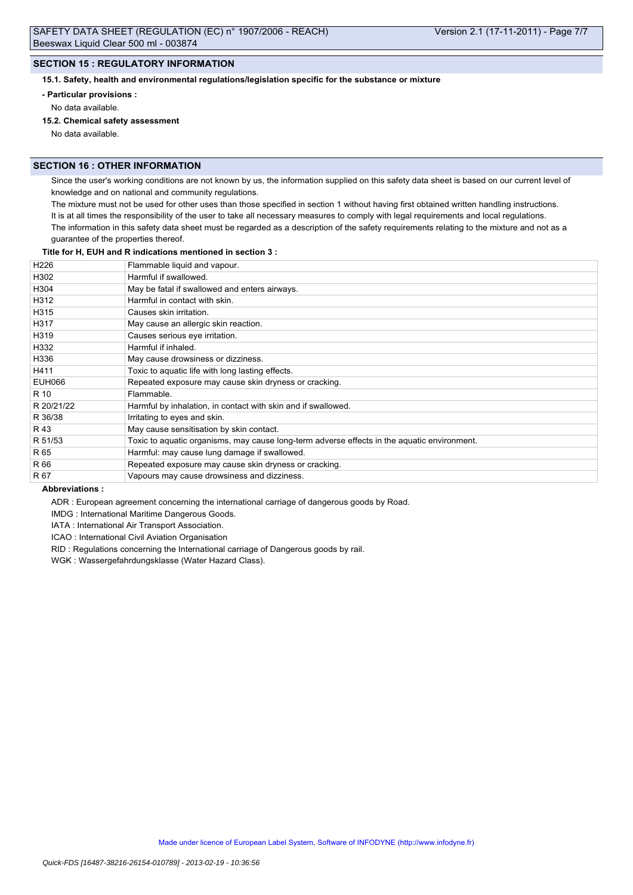## SECTION 15 : REGULATORY INFORMATION

**15.1. Safety, health and environmental regulations/legislation specific for the substance or mixture**

**- Particular provisions :**

No data available.

**15.2. Chemical safety assessment**

No data available.

## SECTION 16 : OTHER INFORMATION

Since the user's working conditions are not known by us, the information supplied on this safety data sheet is based on our current level of knowledge and on national and community regulations.

The mixture must not be used for other uses than those specified in section 1 without having first obtained written handling instructions.

It is at all times the responsibility of the user to take all necessary measures to comply with legal requirements and local regulations.

The information in this safety data sheet must be regarded as a description of the safety requirements relating to the mixture and not as a guarantee of the properties thereof.

**Title for H, EUH and R indications mentioned in section 3 :**

| | |
|---|---|
| H226 | Flammable liquid and vapour. |
| H302 | Harmful if swallowed. |
| H304 | May be fatal if swallowed and enters airways. |
| H312 | Harmful in contact with skin. |
| H315 | Causes skin irritation. |
| H317 | May cause an allergic skin reaction. |
| H319 | Causes serious eye irritation. |
| H332 | Harmful if inhaled. |
| H336 | May cause drowsiness or dizziness. |
| H411 | Toxic to aquatic life with long lasting effects. |
| EUH066 | Repeated exposure may cause skin dryness or cracking. |
| R 10 | Flammable. |
| R 20/21/22 | Harmful by inhalation, in contact with skin and if swallowed. |
| R 36/38 | Irritating to eyes and skin. |
| R 43 | May cause sensitisation by skin contact. |
| R 51/53 | Toxic to aquatic organisms, may cause long-term adverse effects in the aquatic environment. |
| R 65 | Harmful: may cause lung damage if swallowed. |
| R 66 | Repeated exposure may cause skin dryness or cracking. |
| R 67 | Vapours may cause drowsiness and dizziness. |

**Abbreviations :**

ADR : European agreement concerning the international carriage of dangerous goods by Road.

IMDG : International Maritime Dangerous Goods.

IATA : International Air Transport Association.

ICAO : International Civil Aviation Organisation

RID : Regulations concerning the International carriage of Dangerous goods by rail.

WGK : Wassergefahrdungsklasse (Water Hazard Class).